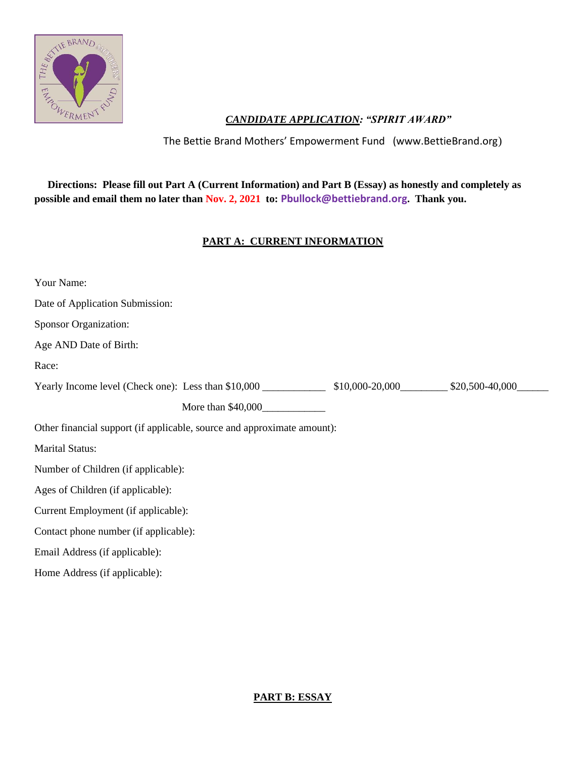***CANDIDATE APPLICATION: "SPIRIT AWARD"***

The Bettie Brand Mothers' Empowerment Fund (www.BettieBrand.org)

**Directions: Please fill out Part A (Current Information) and Part B (Essay) as honestly and completely as possible and email them no later than Nov. 2, 2021 to: Pbullock@bettiebrand.org. Thank you.**

## PART A: CURRENT INFORMATION

Your Name:

Date of Application Submission:

Sponsor Organization:

Age AND Date of Birth:

Race:

Yearly Income level (Check one): Less than $10,000 ____________ $10,000-20,000_________ $20,500-40,000______

More than $40,000____________

Other financial support (if applicable, source and approximate amount):

Marital Status:

Number of Children (if applicable):

Ages of Children (if applicable):

Current Employment (if applicable):

Contact phone number (if applicable):

Email Address (if applicable):

Home Address (if applicable):

## PART B: ESSAY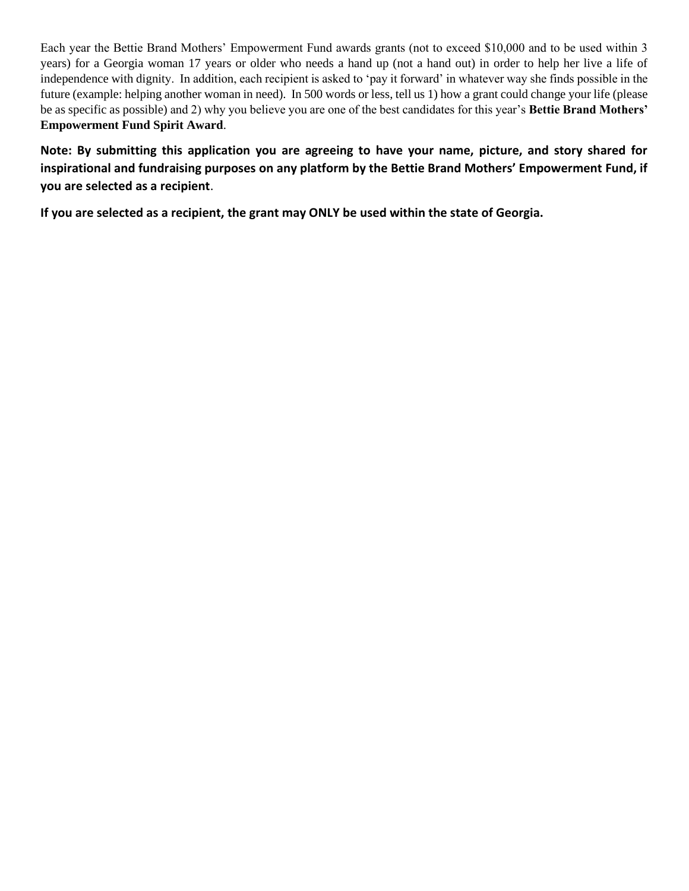Each year the Bettie Brand Mothers' Empowerment Fund awards grants (not to exceed $10,000 and to be used within 3 years) for a Georgia woman 17 years or older who needs a hand up (not a hand out) in order to help her live a life of independence with dignity. In addition, each recipient is asked to 'pay it forward' in whatever way she finds possible in the future (example: helping another woman in need). In 500 words or less, tell us 1) how a grant could change your life (please be as specific as possible) and 2) why you believe you are one of the best candidates for this year's **Bettie Brand Mothers' Empowerment Fund Spirit Award**.

**Note: By submitting this application you are agreeing to have your name, picture, and story shared for inspirational and fundraising purposes on any platform by the Bettie Brand Mothers' Empowerment Fund, if you are selected as a recipient**.

**If you are selected as a recipient, the grant may ONLY be used within the state of Georgia.**